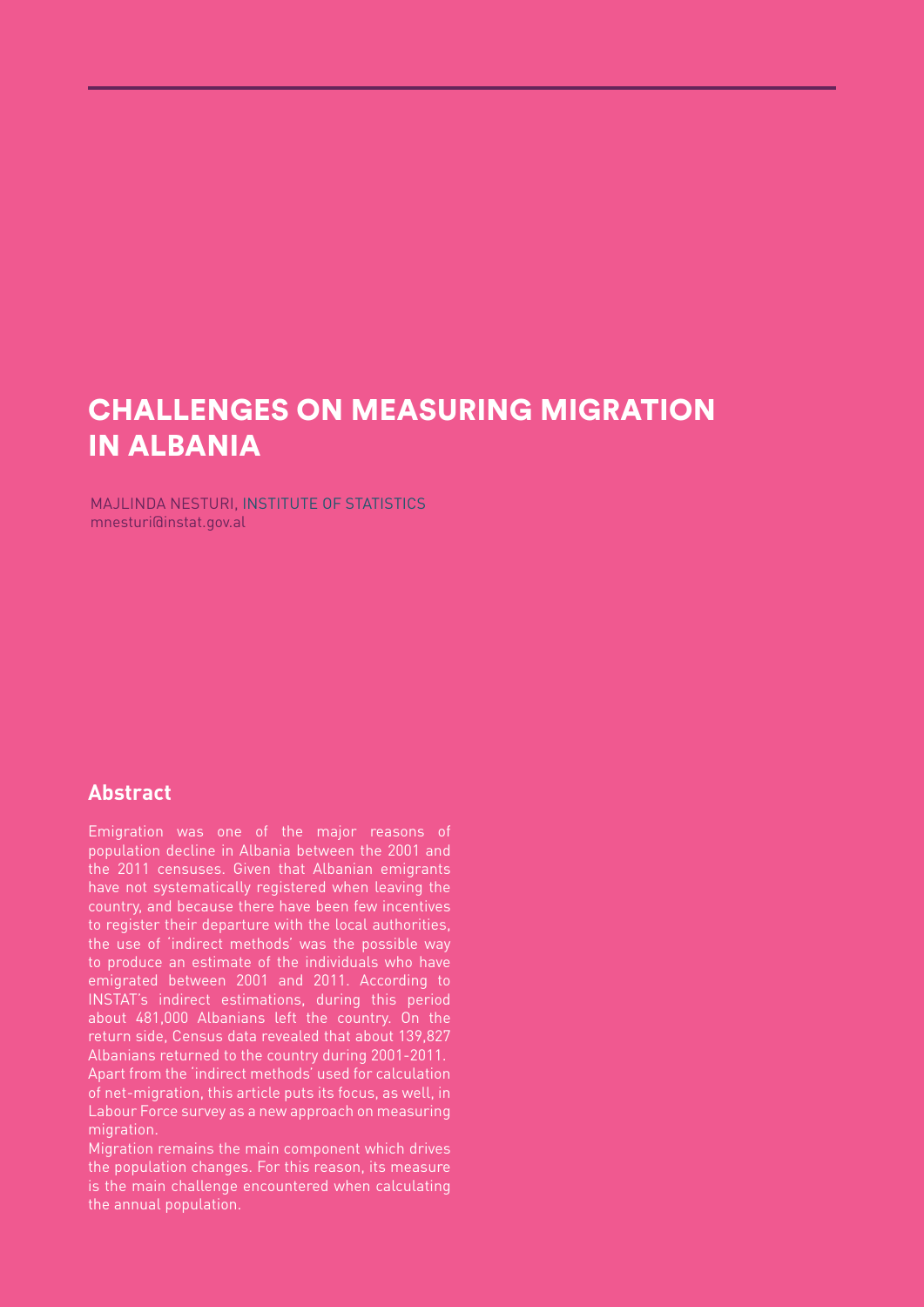# CHALLENGES ON MEASURING MIGRATION IN ALBANIA

MAJLINDA NESTURI, INSTITUTE OF STATISTICS
mnesturi@instat.gov.al

## Abstract

Emigration was one of the major reasons of population decline in Albania between the 2001 and the 2011 censuses. Given that Albanian emigrants have not systematically registered when leaving the country, and because there have been few incentives to register their departure with the local authorities, the use of 'indirect methods' was the possible way to produce an estimate of the individuals who have emigrated between 2001 and 2011. According to INSTAT's indirect estimations, during this period about 481,000 Albanians left the country. On the return side, Census data revealed that about 139,827 Albanians returned to the country during 2001-2011. Apart from the 'indirect methods' used for calculation of net-migration, this article puts its focus, as well, in Labour Force survey as a new approach on measuring migration.

Migration remains the main component which drives the population changes. For this reason, its measure is the main challenge encountered when calculating the annual population.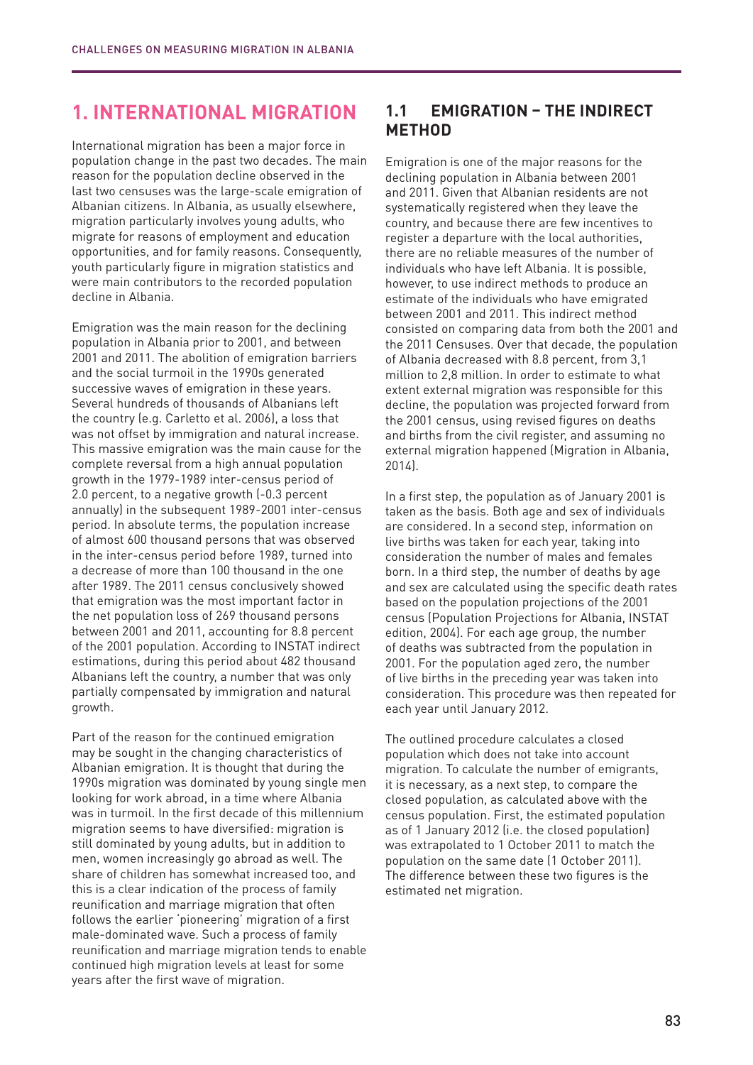# 1. INTERNATIONAL MIGRATION

International migration has been a major force in population change in the past two decades. The main reason for the population decline observed in the last two censuses was the large-scale emigration of Albanian citizens. In Albania, as usually elsewhere, migration particularly involves young adults, who migrate for reasons of employment and education opportunities, and for family reasons. Consequently, youth particularly figure in migration statistics and were main contributors to the recorded population decline in Albania.

Emigration was the main reason for the declining population in Albania prior to 2001, and between 2001 and 2011. The abolition of emigration barriers and the social turmoil in the 1990s generated successive waves of emigration in these years. Several hundreds of thousands of Albanians left the country (e.g. Carletto et al. 2006), a loss that was not offset by immigration and natural increase. This massive emigration was the main cause for the complete reversal from a high annual population growth in the 1979-1989 inter-census period of 2.0 percent, to a negative growth (-0.3 percent annually) in the subsequent 1989-2001 inter-census period. In absolute terms, the population increase of almost 600 thousand persons that was observed in the inter-census period before 1989, turned into a decrease of more than 100 thousand in the one after 1989. The 2011 census conclusively showed that emigration was the most important factor in the net population loss of 269 thousand persons between 2001 and 2011, accounting for 8.8 percent of the 2001 population. According to INSTAT indirect estimations, during this period about 482 thousand Albanians left the country, a number that was only partially compensated by immigration and natural growth.

Part of the reason for the continued emigration may be sought in the changing characteristics of Albanian emigration. It is thought that during the 1990s migration was dominated by young single men looking for work abroad, in a time where Albania was in turmoil. In the first decade of this millennium migration seems to have diversified: migration is still dominated by young adults, but in addition to men, women increasingly go abroad as well. The share of children has somewhat increased too, and this is a clear indication of the process of family reunification and marriage migration that often follows the earlier 'pioneering' migration of a first male-dominated wave. Such a process of family reunification and marriage migration tends to enable continued high migration levels at least for some years after the first wave of migration.

## 1.1 EMIGRATION – THE INDIRECT METHOD

Emigration is one of the major reasons for the declining population in Albania between 2001 and 2011. Given that Albanian residents are not systematically registered when they leave the country, and because there are few incentives to register a departure with the local authorities, there are no reliable measures of the number of individuals who have left Albania. It is possible, however, to use indirect methods to produce an estimate of the individuals who have emigrated between 2001 and 2011. This indirect method consisted on comparing data from both the 2001 and the 2011 Censuses. Over that decade, the population of Albania decreased with 8.8 percent, from 3,1 million to 2,8 million. In order to estimate to what extent external migration was responsible for this decline, the population was projected forward from the 2001 census, using revised figures on deaths and births from the civil register, and assuming no external migration happened (Migration in Albania, 2014).

In a first step, the population as of January 2001 is taken as the basis. Both age and sex of individuals are considered. In a second step, information on live births was taken for each year, taking into consideration the number of males and females born. In a third step, the number of deaths by age and sex are calculated using the specific death rates based on the population projections of the 2001 census (Population Projections for Albania, INSTAT edition, 2004). For each age group, the number of deaths was subtracted from the population in 2001. For the population aged zero, the number of live births in the preceding year was taken into consideration. This procedure was then repeated for each year until January 2012.

The outlined procedure calculates a closed population which does not take into account migration. To calculate the number of emigrants, it is necessary, as a next step, to compare the closed population, as calculated above with the census population. First, the estimated population as of 1 January 2012 (i.e. the closed population) was extrapolated to 1 October 2011 to match the population on the same date (1 October 2011). The difference between these two figures is the estimated net migration.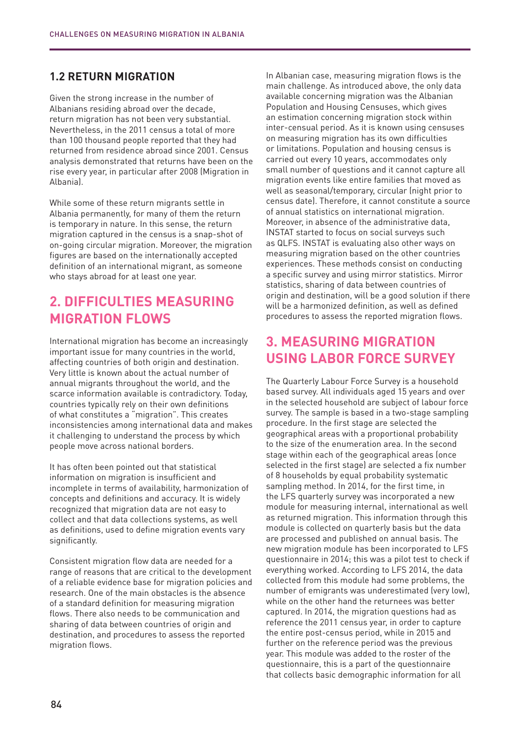### 1.2 RETURN MIGRATION

Given the strong increase in the number of Albanians residing abroad over the decade, return migration has not been very substantial. Nevertheless, in the 2011 census a total of more than 100 thousand people reported that they had returned from residence abroad since 2001. Census analysis demonstrated that returns have been on the rise every year, in particular after 2008 (Migration in Albania).

While some of these return migrants settle in Albania permanently, for many of them the return is temporary in nature. In this sense, the return migration captured in the census is a snap-shot of on-going circular migration. Moreover, the migration figures are based on the internationally accepted definition of an international migrant, as someone who stays abroad for at least one year.

## 2. DIFFICULTIES MEASURING MIGRATION FLOWS

International migration has become an increasingly important issue for many countries in the world, affecting countries of both origin and destination. Very little is known about the actual number of annual migrants throughout the world, and the scarce information available is contradictory. Today, countries typically rely on their own definitions of what constitutes a "migration". This creates inconsistencies among international data and makes it challenging to understand the process by which people move across national borders.

It has often been pointed out that statistical information on migration is insufficient and incomplete in terms of availability, harmonization of concepts and definitions and accuracy. It is widely recognized that migration data are not easy to collect and that data collections systems, as well as definitions, used to define migration events vary significantly.

Consistent migration flow data are needed for a range of reasons that are critical to the development of a reliable evidence base for migration policies and research. One of the main obstacles is the absence of a standard definition for measuring migration flows. There also needs to be communication and sharing of data between countries of origin and destination, and procedures to assess the reported migration flows.

In Albanian case, measuring migration flows is the main challenge. As introduced above, the only data available concerning migration was the Albanian Population and Housing Censuses, which gives an estimation concerning migration stock within inter-censual period. As it is known using censuses on measuring migration has its own difficulties or limitations. Population and housing census is carried out every 10 years, accommodates only small number of questions and it cannot capture all migration events like entire families that moved as well as seasonal/temporary, circular (night prior to census date). Therefore, it cannot constitute a source of annual statistics on international migration. Moreover, in absence of the administrative data, INSTAT started to focus on social surveys such as QLFS. INSTAT is evaluating also other ways on measuring migration based on the other countries experiences. These methods consist on conducting a specific survey and using mirror statistics. Mirror statistics, sharing of data between countries of origin and destination, will be a good solution if there will be a harmonized definition, as well as defined procedures to assess the reported migration flows.

## 3. MEASURING MIGRATION USING LABOR FORCE SURVEY

The Quarterly Labour Force Survey is a household based survey. All individuals aged 15 years and over in the selected household are subject of labour force survey. The sample is based in a two-stage sampling procedure. In the first stage are selected the geographical areas with a proportional probability to the size of the enumeration area. In the second stage within each of the geographical areas (once selected in the first stage) are selected a fix number of 8 households by equal probability systematic sampling method. In 2014, for the first time, in the LFS quarterly survey was incorporated a new module for measuring internal, international as well as returned migration. This information through this module is collected on quarterly basis but the data are processed and published on annual basis. The new migration module has been incorporated to LFS questionnaire in 2014; this was a pilot test to check if everything worked. According to LFS 2014, the data collected from this module had some problems, the number of emigrants was underestimated (very low), while on the other hand the returnees was better captured. In 2014, the migration questions had as reference the 2011 census year, in order to capture the entire post-census period, while in 2015 and further on the reference period was the previous year. This module was added to the roster of the questionnaire, this is a part of the questionnaire that collects basic demographic information for all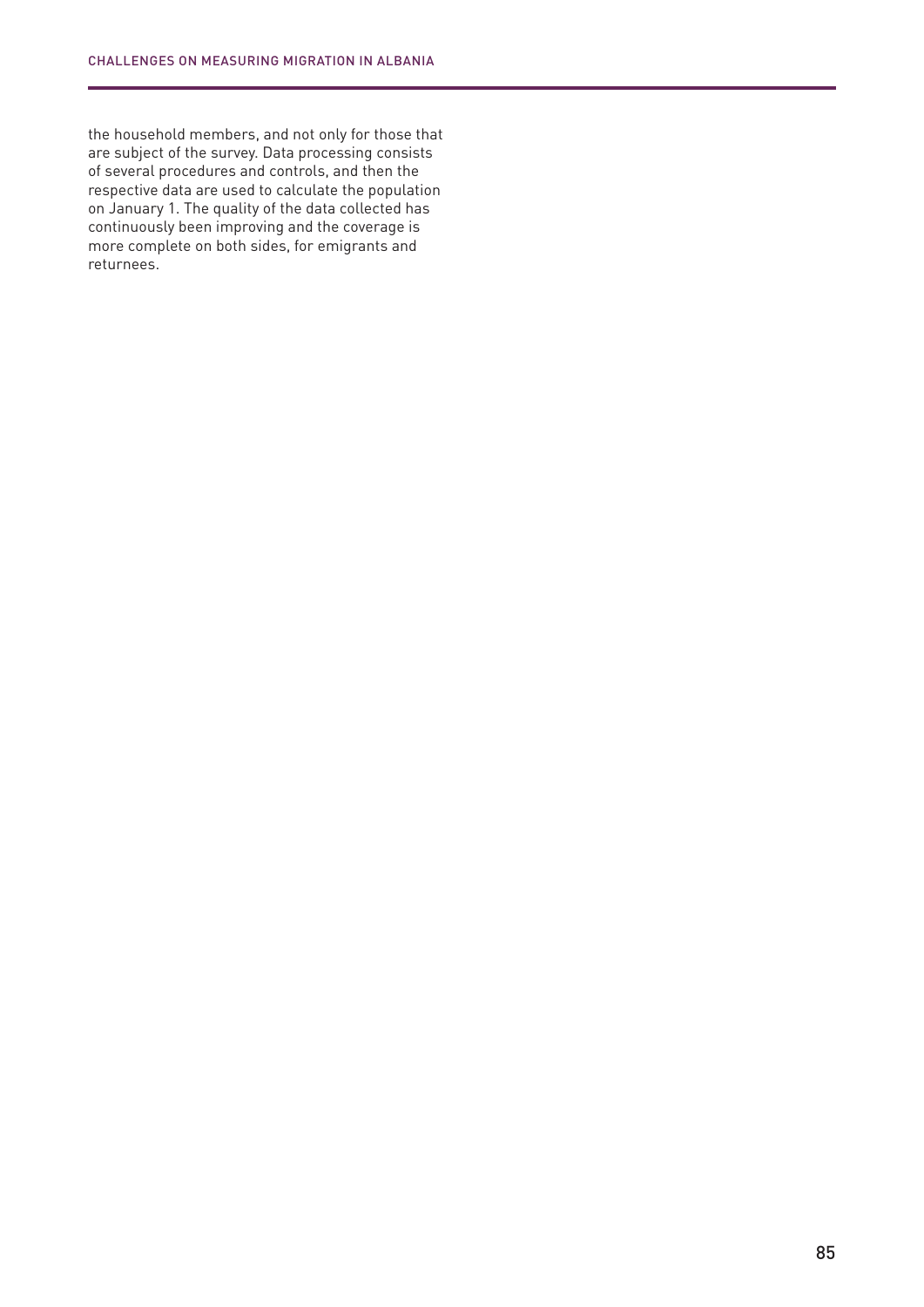the household members, and not only for those that are subject of the survey. Data processing consists of several procedures and controls, and then the respective data are used to calculate the population on January 1. The quality of the data collected has continuously been improving and the coverage is more complete on both sides, for emigrants and returnees.